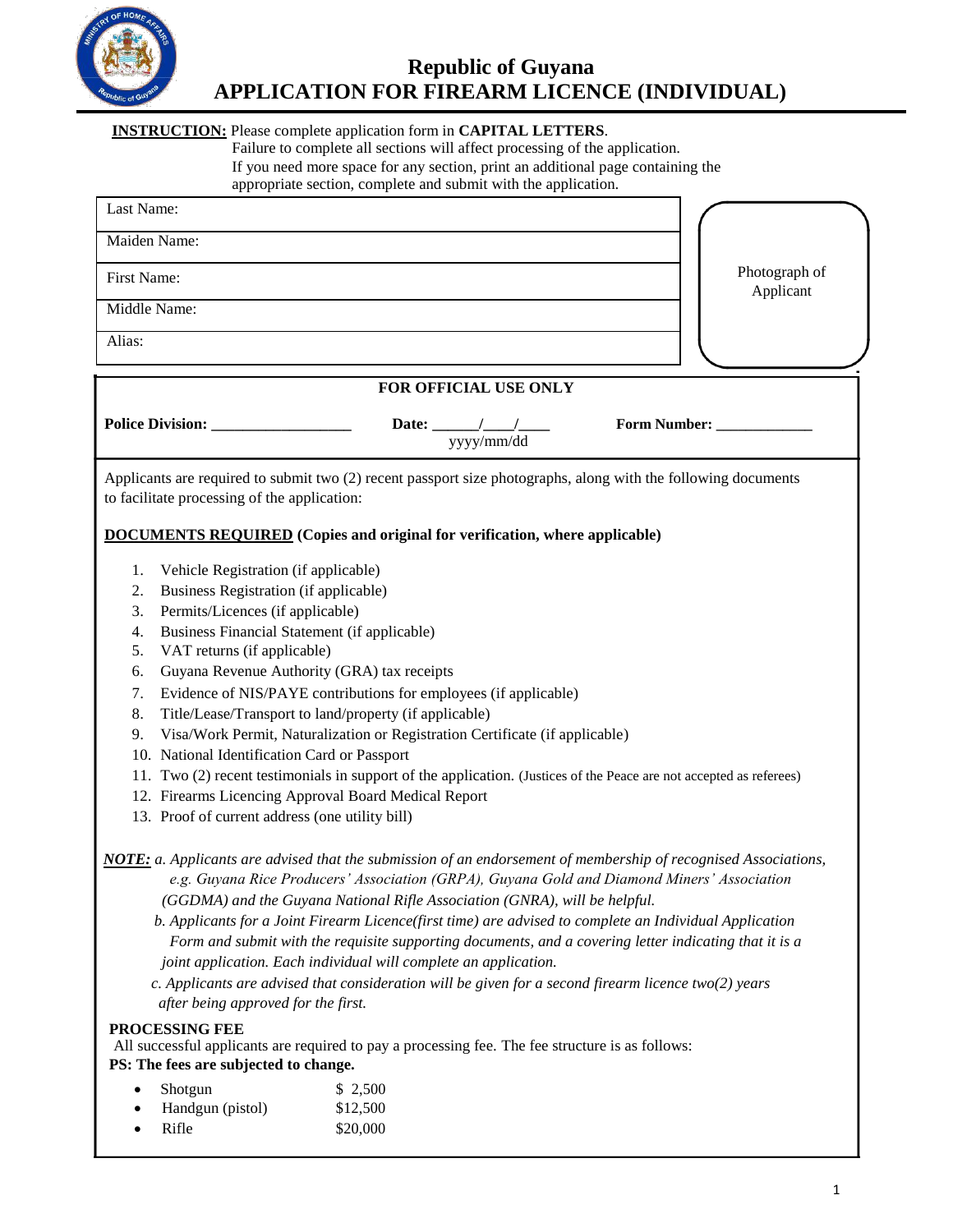# Republic of Guyana
# APPLICATION FOR FIREARM LICENCE (INDIVIDUAL)

**INSTRUCTION:** Please complete application form in **CAPITAL LETTERS**.
Failure to complete all sections will affect processing of the application.
If you need more space for any section, print an additional page containing the appropriate section, complete and submit with the application.

| | |
|---|---|
| Last Name: | Photograph of Applicant |
| Maiden Name: | |
| First Name: | |
| Middle Name: | |
| Alias: | |

**FOR OFFICIAL USE ONLY**

**Police Division:** __________________ **Date:** ______/____/____ (yyyy/mm/dd) **Form Number:** ____________

Applicants are required to submit two (2) recent passport size photographs, along with the following documents to facilitate processing of the application:

**DOCUMENTS REQUIRED (Copies and original for verification, where applicable)**

1. Vehicle Registration (if applicable)
2. Business Registration (if applicable)
3. Permits/Licences (if applicable)
4. Business Financial Statement (if applicable)
5. VAT returns (if applicable)
6. Guyana Revenue Authority (GRA) tax receipts
7. Evidence of NIS/PAYE contributions for employees (if applicable)
8. Title/Lease/Transport to land/property (if applicable)
9. Visa/Work Permit, Naturalization or Registration Certificate (if applicable)
10. National Identification Card or Passport
11. Two (2) recent testimonials in support of the application. (Justices of the Peace are not accepted as referees)
12. Firearms Licencing Approval Board Medical Report
13. Proof of current address (one utility bill)

***NOTE:*** *a. Applicants are advised that the submission of an endorsement of membership of recognised Associations, e.g. Guyana Rice Producers' Association (GRPA), Guyana Gold and Diamond Miners' Association (GGDMA) and the Guyana National Rifle Association (GNRA), will be helpful.*

*b. Applicants for a Joint Firearm Licence(first time) are advised to complete an Individual Application Form and submit with the requisite supporting documents, and a covering letter indicating that it is a joint application. Each individual will complete an application.*

*c. Applicants are advised that consideration will be given for a second firearm licence two(2) years after being approved for the first.*

**PROCESSING FEE**

All successful applicants are required to pay a processing fee. The fee structure is as follows:

**PS: The fees are subjected to change.**

- Shotgun $ 2,500
- Handgun (pistol) $12,500
- Rifle $20,000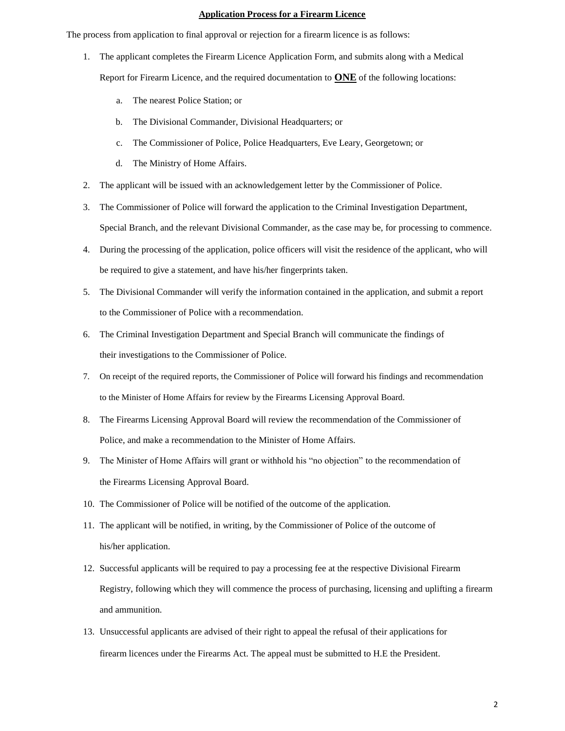## **Application Process for a Firearm Licence**

The process from application to final approval or rejection for a firearm licence is as follows:

1. The applicant completes the Firearm Licence Application Form, and submits along with a Medical Report for Firearm Licence, and the required documentation to **ONE** of the following locations:
    a. The nearest Police Station; or
    b. The Divisional Commander, Divisional Headquarters; or
    c. The Commissioner of Police, Police Headquarters, Eve Leary, Georgetown; or
    d. The Ministry of Home Affairs.
2. The applicant will be issued with an acknowledgement letter by the Commissioner of Police.
3. The Commissioner of Police will forward the application to the Criminal Investigation Department, Special Branch, and the relevant Divisional Commander, as the case may be, for processing to commence.
4. During the processing of the application, police officers will visit the residence of the applicant, who will be required to give a statement, and have his/her fingerprints taken.
5. The Divisional Commander will verify the information contained in the application, and submit a report to the Commissioner of Police with a recommendation.
6. The Criminal Investigation Department and Special Branch will communicate the findings of their investigations to the Commissioner of Police.
7. On receipt of the required reports, the Commissioner of Police will forward his findings and recommendation to the Minister of Home Affairs for review by the Firearms Licensing Approval Board.
8. The Firearms Licensing Approval Board will review the recommendation of the Commissioner of Police, and make a recommendation to the Minister of Home Affairs.
9. The Minister of Home Affairs will grant or withhold his "no objection" to the recommendation of the Firearms Licensing Approval Board.
10. The Commissioner of Police will be notified of the outcome of the application.
11. The applicant will be notified, in writing, by the Commissioner of Police of the outcome of his/her application.
12. Successful applicants will be required to pay a processing fee at the respective Divisional Firearm Registry, following which they will commence the process of purchasing, licensing and uplifting a firearm and ammunition.
13. Unsuccessful applicants are advised of their right to appeal the refusal of their applications for firearm licences under the Firearms Act. The appeal must be submitted to H.E the President.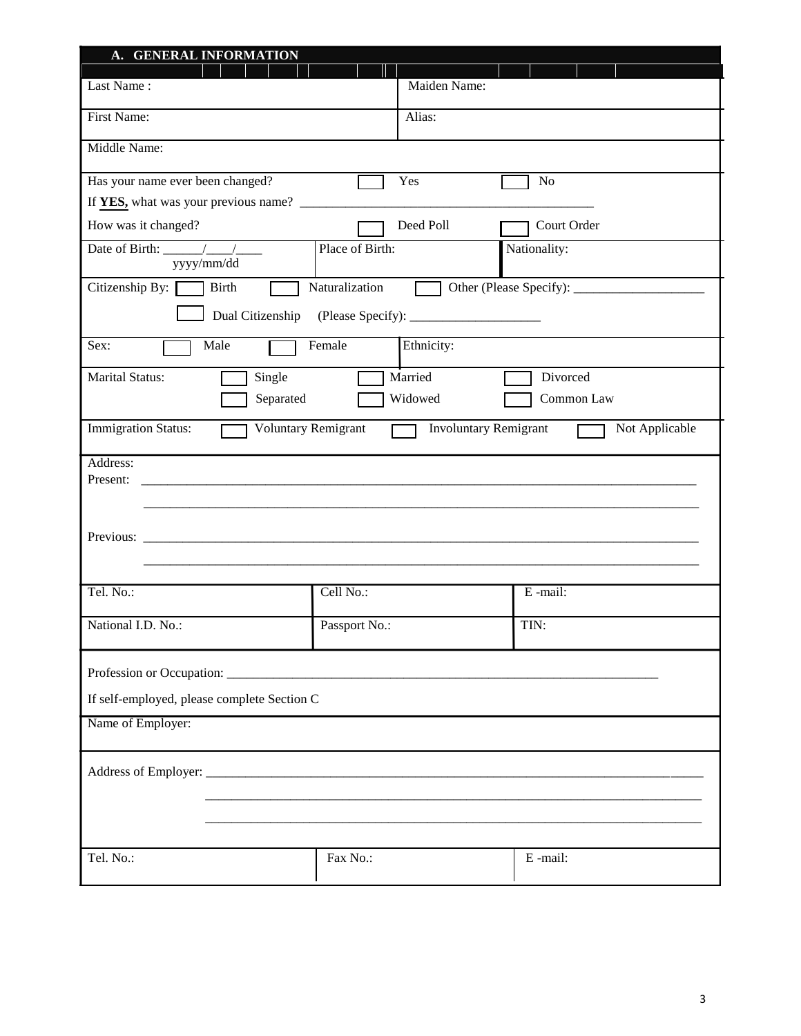## A. GENERAL INFORMATION

| | |
|---|---|
| Last Name : | Maiden Name: |
| First Name: | Alias: |

Middle Name:

Has your name ever been changed? ☐ Yes ☐ No

If **YES,** what was your previous name? _____________________________________________

How was it changed? ☐ Deed Poll ☐ Court Order

| | | |
|---|---|---|
| Date of Birth: ______/____/____ yyyy/mm/dd | Place of Birth: | Nationality: |

Citizenship By: ☐ Birth ☐ Naturalization ☐ Other (Please Specify): ____________________

☐ Dual Citizenship (Please Specify): ____________________

| | |
|---|---|
| Sex: ☐ Male ☐ Female | Ethnicity: |

Marital Status: ☐ Single ☐ Married ☐ Divorced

☐ Separated ☐ Widowed ☐ Common Law

Immigration Status: ☐ Voluntary Remigrant ☐ Involuntary Remigrant ☐ Not Applicable

Address:

Present: ________________________________________________________________________________

________________________________________________________________________________

Previous: ________________________________________________________________________________

________________________________________________________________________________

| | | |
|---|---|---|
| Tel. No.: | Cell No.: | E -mail: |
| National I.D. No.: | Passport No.: | TIN: |

Profession or Occupation: ____________________________________________________________________

If self-employed, please complete Section C

Name of Employer:

Address of Employer: ______________________________________________________________________________

______________________________________________________________________________

______________________________________________________________________________

| | | |
|---|---|---|
| Tel. No.: | Fax No.: | E -mail: |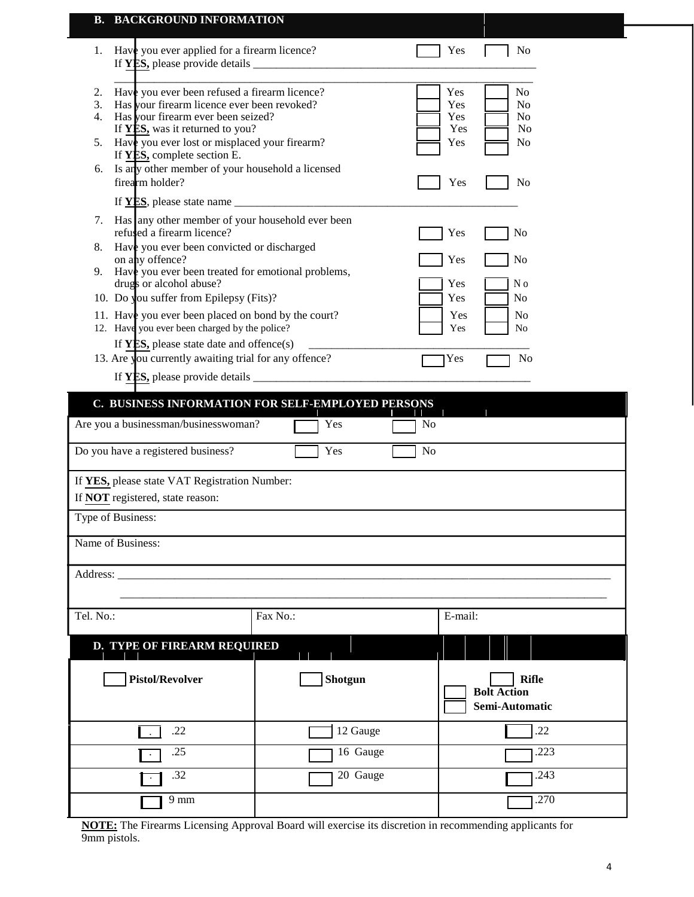## B. BACKGROUND INFORMATION

1. Have you ever applied for a firearm licence? ☐ Yes ☐ No
   If **YES,** please provide details ______________________________________________
   ______________________________________________________________________

2. Have you ever been refused a firearm licence? ☐ Yes ☐ No
3. Has your firearm licence ever been revoked? ☐ Yes ☐ No
4. Has your firearm ever been seized? ☐ Yes ☐ No
   If **YES,** was it returned to you? ☐ Yes ☐ No
5. Have you ever lost or misplaced your firearm? ☐ Yes ☐ No
   If **YES,** complete section E.
6. Is any other member of your household a licensed firearm holder? ☐ Yes ☐ No
   If **YES**, please state name ______________________________________________
7. Has any other member of your household ever been refused a firearm licence? ☐ Yes ☐ No
8. Have you ever been convicted or discharged on any offence? ☐ Yes ☐ No
9. Have you ever been treated for emotional problems, drugs or alcohol abuse? ☐ Yes ☐ No
10. Do you suffer from Epilepsy (Fits)? ☐ Yes ☐ No
11. Have you ever been placed on bond by the court? ☐ Yes ☐ No
12. Have you ever been charged by the police? ☐ Yes ☐ No
    If **YES,** please state date and offence(s) ______________________________________
13. Are you currently awaiting trial for any offence? ☐ Yes ☐ No
    If **YES,** please provide details ______________________________________________

## C. BUSINESS INFORMATION FOR SELF-EMPLOYED PERSONS

| | | |
|---|---|---|
| Are you a businessman/businesswoman? ☐ Yes ☐ No | | |
| Do you have a registered business? ☐ Yes ☐ No | | |
| If **YES,** please state VAT Registration Number:<br>If **NOT** registered, state reason: | | |
| Type of Business: | | |
| Name of Business: | | |
| Address: ______________________________________________ | | |
| Tel. No.: | Fax No.: | E-mail: |

## D. TYPE OF FIREARM REQUIRED

| ☐ **Pistol/Revolver** | ☐ **Shotgun** | ☐ **Rifle**<br>☐ **Bolt Action**<br>☐ **Semi-Automatic** |
|---|---|---|
| ☐ .22 | ☐ 12 Gauge | ☐ .22 |
| ☐ .25 | ☐ 16 Gauge | ☐ .223 |
| ☐ .32 | ☐ 20 Gauge | ☐ .243 |
| ☐ 9 mm | | ☐ .270 |

**NOTE:** The Firearms Licensing Approval Board will exercise its discretion in recommending applicants for 9mm pistols.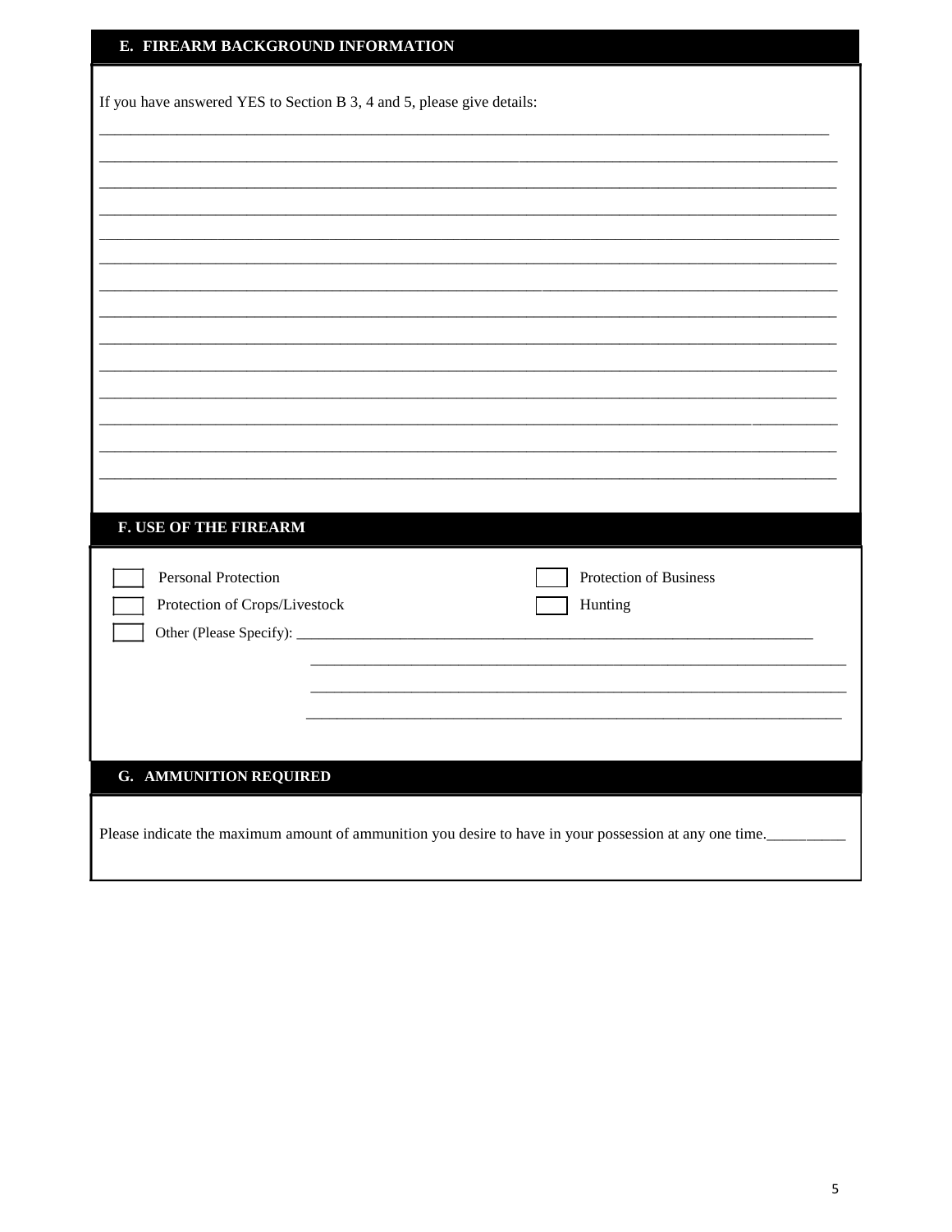## E. FIREARM BACKGROUND INFORMATION

If you have answered YES to Section B 3, 4 and 5, please give details:

______________________________________________________________________________

______________________________________________________________________________

______________________________________________________________________________

______________________________________________________________________________

______________________________________________________________________________

______________________________________________________________________________

______________________________________________________________________________

______________________________________________________________________________

______________________________________________________________________________

______________________________________________________________________________

______________________________________________________________________________

______________________________________________________________________________

______________________________________________________________________________

______________________________________________________________________________

## F. USE OF THE FIREARM

- [ ] Personal Protection
- [ ] Protection of Business
- [ ] Protection of Crops/Livestock
- [ ] Hunting
- [ ] Other (Please Specify): ______________________________________________________

______________________________________________________

______________________________________________________

______________________________________________________

## G. AMMUNITION REQUIRED

Please indicate the maximum amount of ammunition you desire to have in your possession at any one time.__________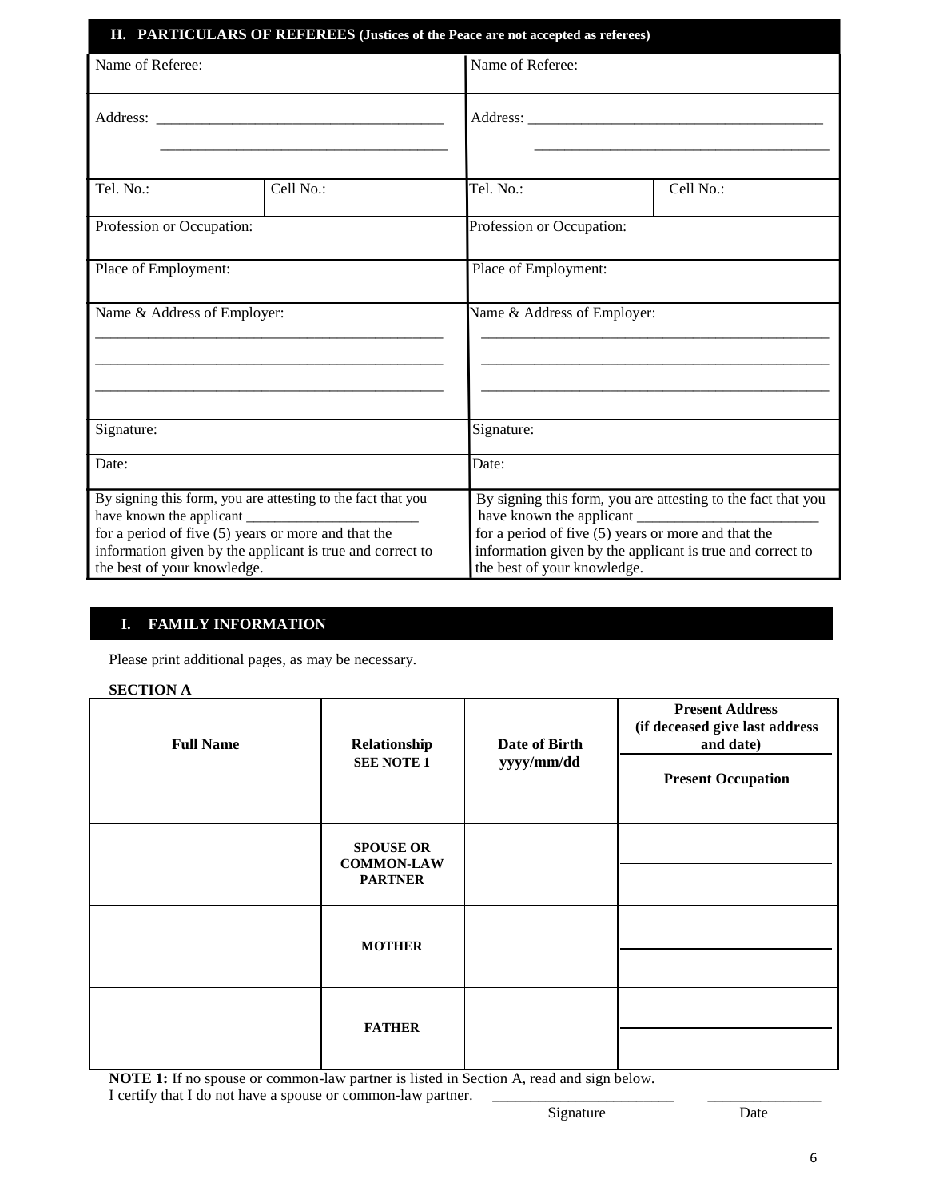## H. PARTICULARS OF REFEREES (Justices of the Peace are not accepted as referees)

| Name of Referee: | | Name of Referee: | |
|---|---|---|---|
| Address: ______________________________________ ______________________________________ | | Address: ______________________________________ ______________________________________ | |
| Tel. No.: | Cell No.: | Tel. No.: | Cell No.: |
| Profession or Occupation: | | Profession or Occupation: | |
| Place of Employment: | | Place of Employment: | |
| Name & Address of Employer: ______________________________________________ ______________________________________________ ______________________________________________ | | Name & Address of Employer: ______________________________________________ ______________________________________________ ______________________________________________ | |
| Signature: | | Signature: | |
| Date: | | Date: | |
| By signing this form, you are attesting to the fact that you have known the applicant ________________________ for a period of five (5) years or more and that the information given by the applicant is true and correct to the best of your knowledge. | | By signing this form, you are attesting to the fact that you have known the applicant ________________________ for a period of five (5) years or more and that the information given by the applicant is true and correct to the best of your knowledge. | |

## I. FAMILY INFORMATION

Please print additional pages, as may be necessary.

**SECTION A**

| **Full Name** | **Relationship** **SEE NOTE 1** | **Date of Birth yyyy/mm/dd** | **Present Address (if deceased give last address and date)** / **Present Occupation** |
|---|---|---|---|
| | **SPOUSE OR COMMON-LAW PARTNER** | | |
| | **MOTHER** | | |
| | **FATHER** | | |

**NOTE 1:** If no spouse or common-law partner is listed in Section A, read and sign below.
I certify that I do not have a spouse or common-law partner. ________________________ _______________

Signature Date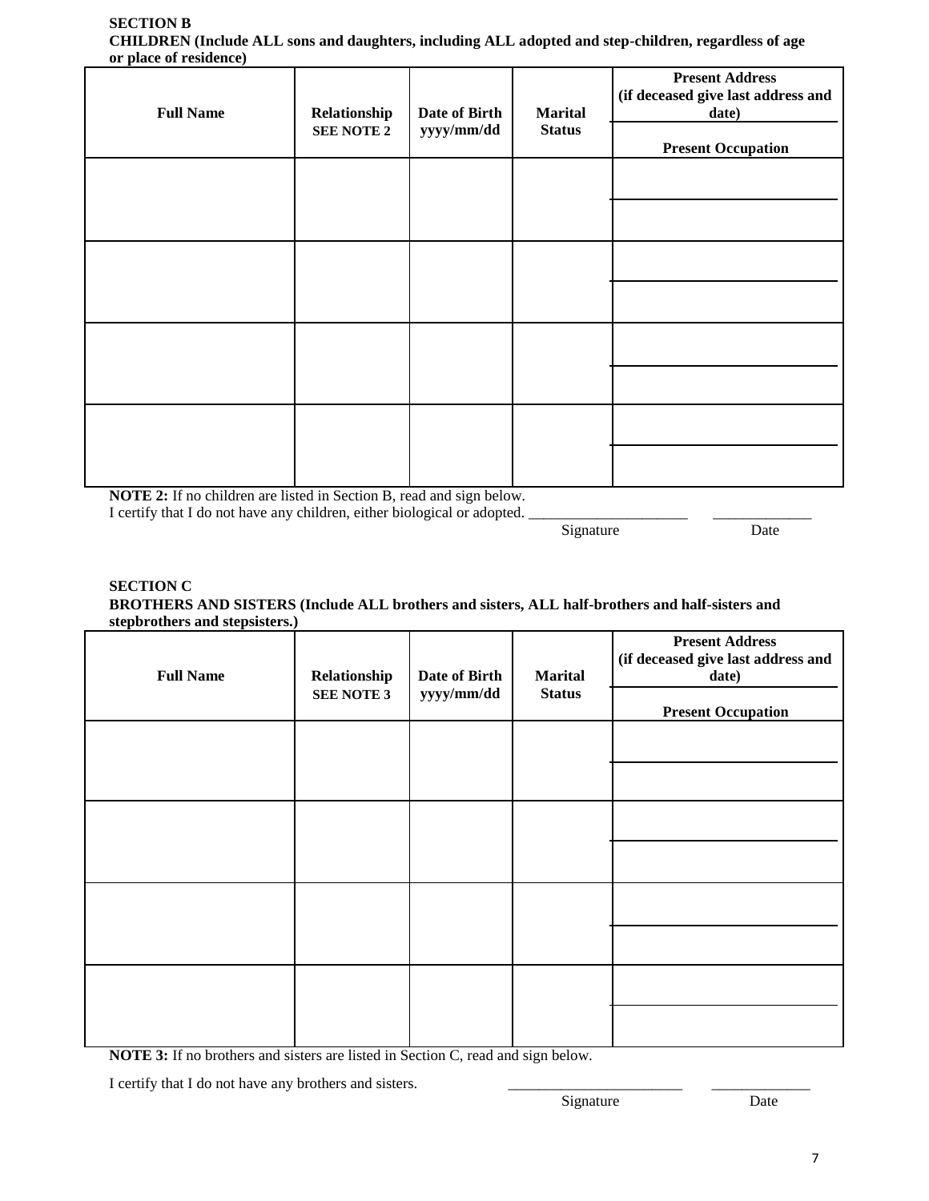**SECTION B**

**CHILDREN (Include ALL sons and daughters, including ALL adopted and step-children, regardless of age or place of residence)**

| Full Name | Relationship SEE NOTE 2 | Date of Birth yyyy/mm/dd | Marital Status | Present Address (if deceased give last address and date) / Present Occupation |
|---|---|---|---|---|
| | | | | |
| | | | | |
| | | | | |
| | | | | |

**NOTE 2:** If no children are listed in Section B, read and sign below.

I certify that I do not have any children, either biological or adopted. ______________________ ______________

Signature Date

**SECTION C**

**BROTHERS AND SISTERS (Include ALL brothers and sisters, ALL half-brothers and half-sisters and stepbrothers and stepsisters.)**

| Full Name | Relationship SEE NOTE 3 | Date of Birth yyyy/mm/dd | Marital Status | Present Address (if deceased give last address and date) / Present Occupation |
|---|---|---|---|---|
| | | | | |
| | | | | |
| | | | | |
| | | | | |

**NOTE 3:** If no brothers and sisters are listed in Section C, read and sign below.

I certify that I do not have any brothers and sisters. ______________________ ______________

Signature Date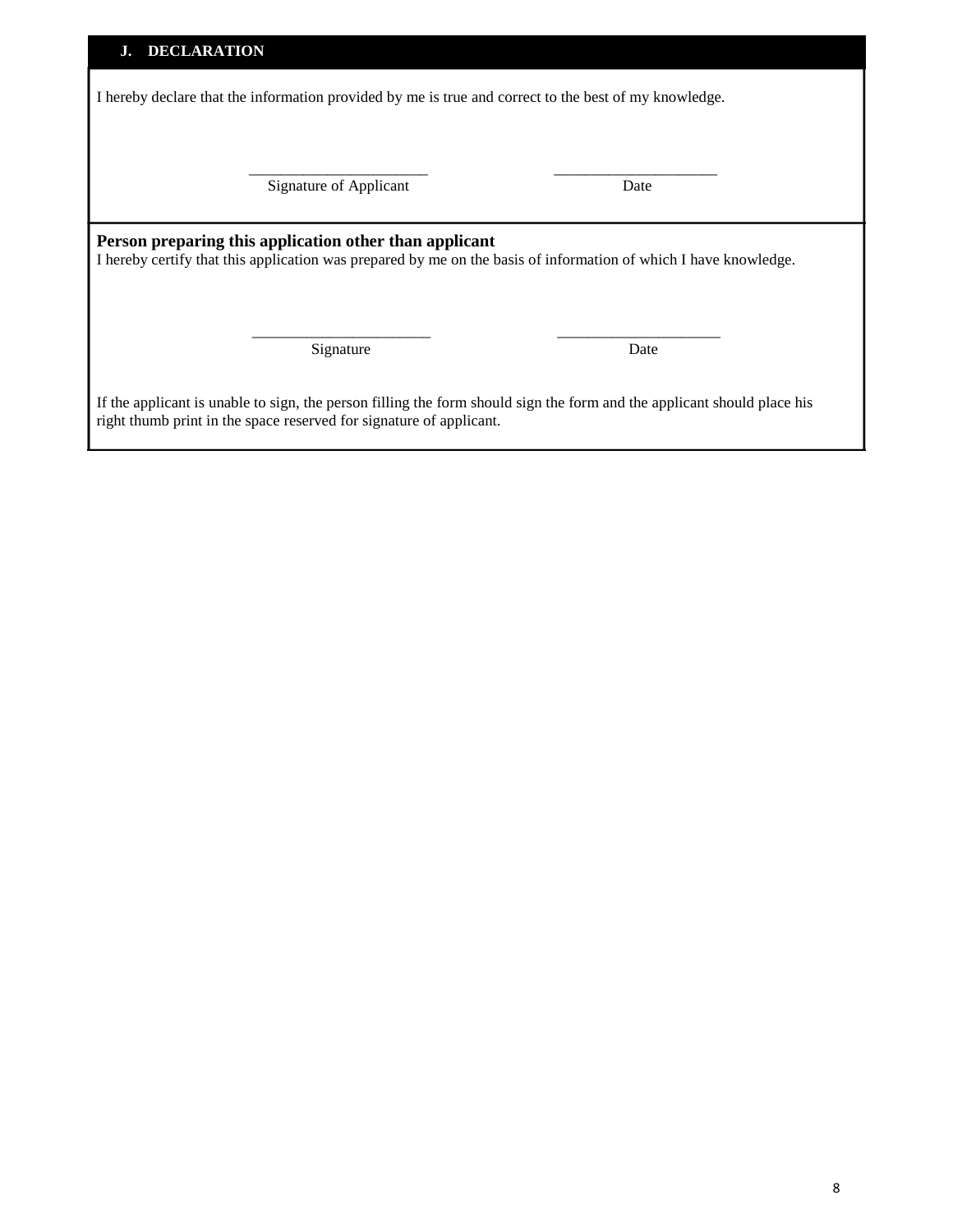## J. DECLARATION

I hereby declare that the information provided by me is true and correct to the best of my knowledge.

| | |
|---|---|
| _______________________ | _____________________ |
| Signature of Applicant | Date |

**Person preparing this application other than applicant**

I hereby certify that this application was prepared by me on the basis of information of which I have knowledge.

| | |
|---|---|
| _______________________ | _____________________ |
| Signature | Date |

If the applicant is unable to sign, the person filling the form should sign the form and the applicant should place his right thumb print in the space reserved for signature of applicant.